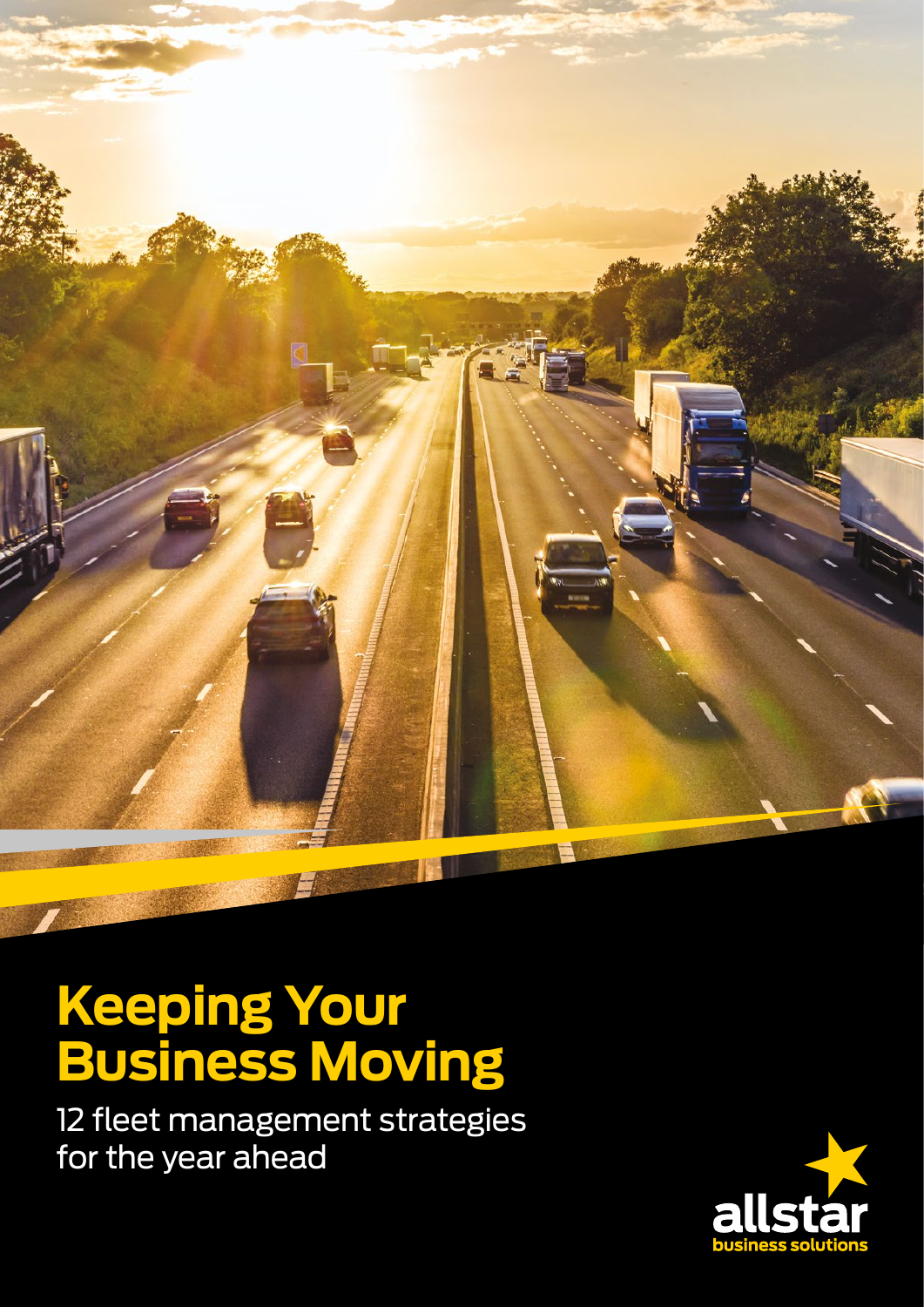# Keeping Your Business Moving

12 fleet management strategies for the year ahead

allstar business solutions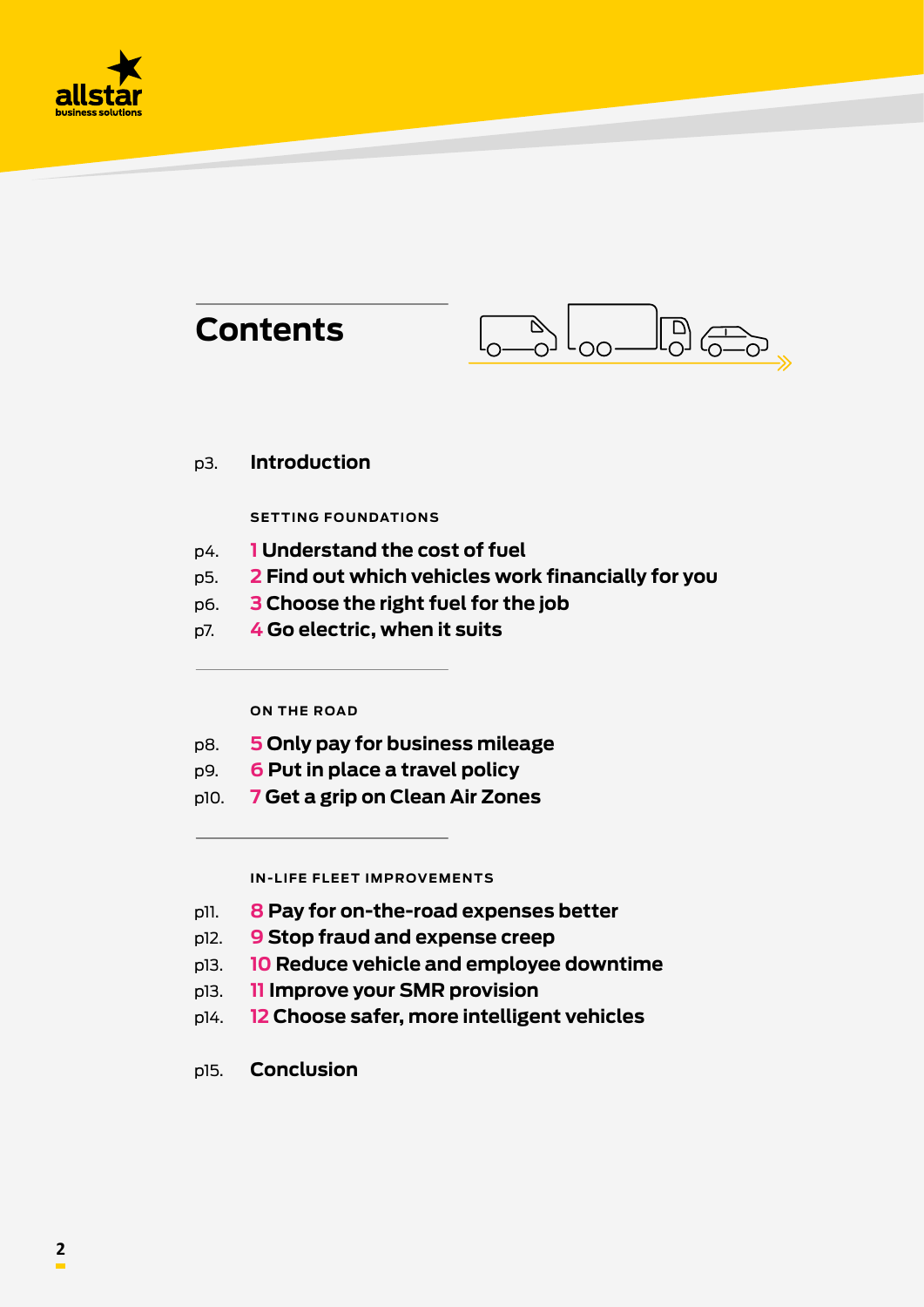# Contents

p3. **Introduction**

### SETTING FOUNDATIONS

p4. **1 Understand the cost of fuel**
p5. **2 Find out which vehicles work financially for you**
p6. **3 Choose the right fuel for the job**
p7. **4 Go electric, when it suits**

### ON THE ROAD

p8. **5 Only pay for business mileage**
p9. **6 Put in place a travel policy**
p10. **7 Get a grip on Clean Air Zones**

### IN-LIFE FLEET IMPROVEMENTS

p11. **8 Pay for on-the-road expenses better**
p12. **9 Stop fraud and expense creep**
p13. **10 Reduce vehicle and employee downtime**
p13. **11 Improve your SMR provision**
p14. **12 Choose safer, more intelligent vehicles**

p15. **Conclusion**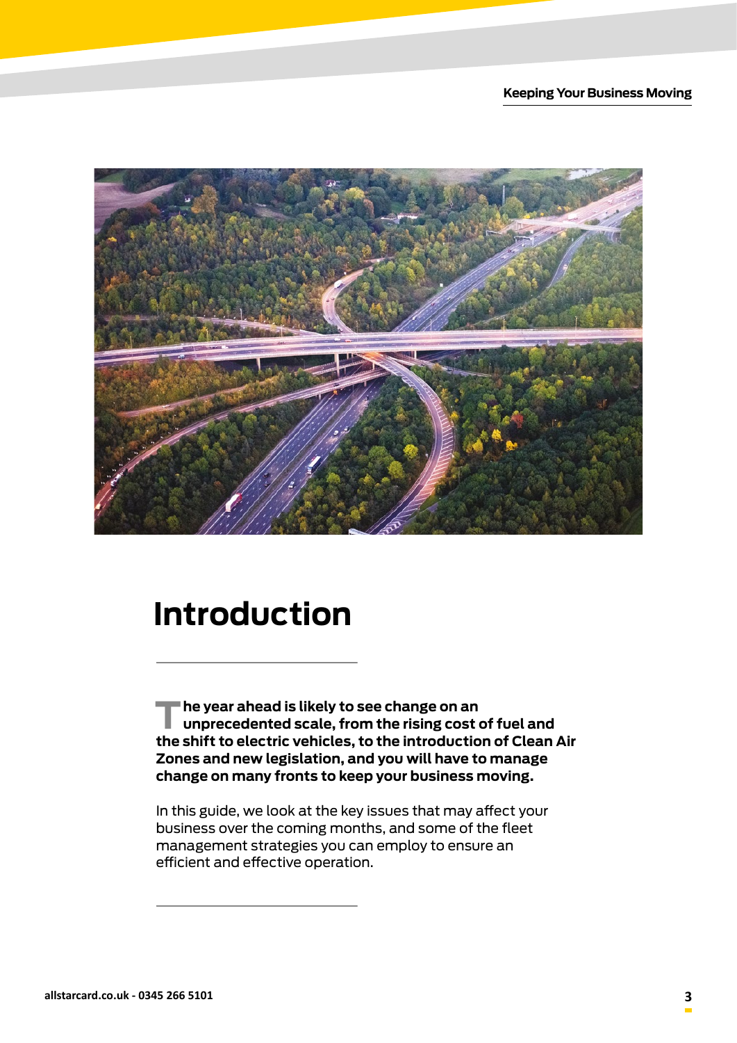# Introduction

**The year ahead is likely to see change on an unprecedented scale, from the rising cost of fuel and the shift to electric vehicles, to the introduction of Clean Air Zones and new legislation, and you will have to manage change on many fronts to keep your business moving.**

In this guide, we look at the key issues that may affect your business over the coming months, and some of the fleet management strategies you can employ to ensure an efficient and effective operation.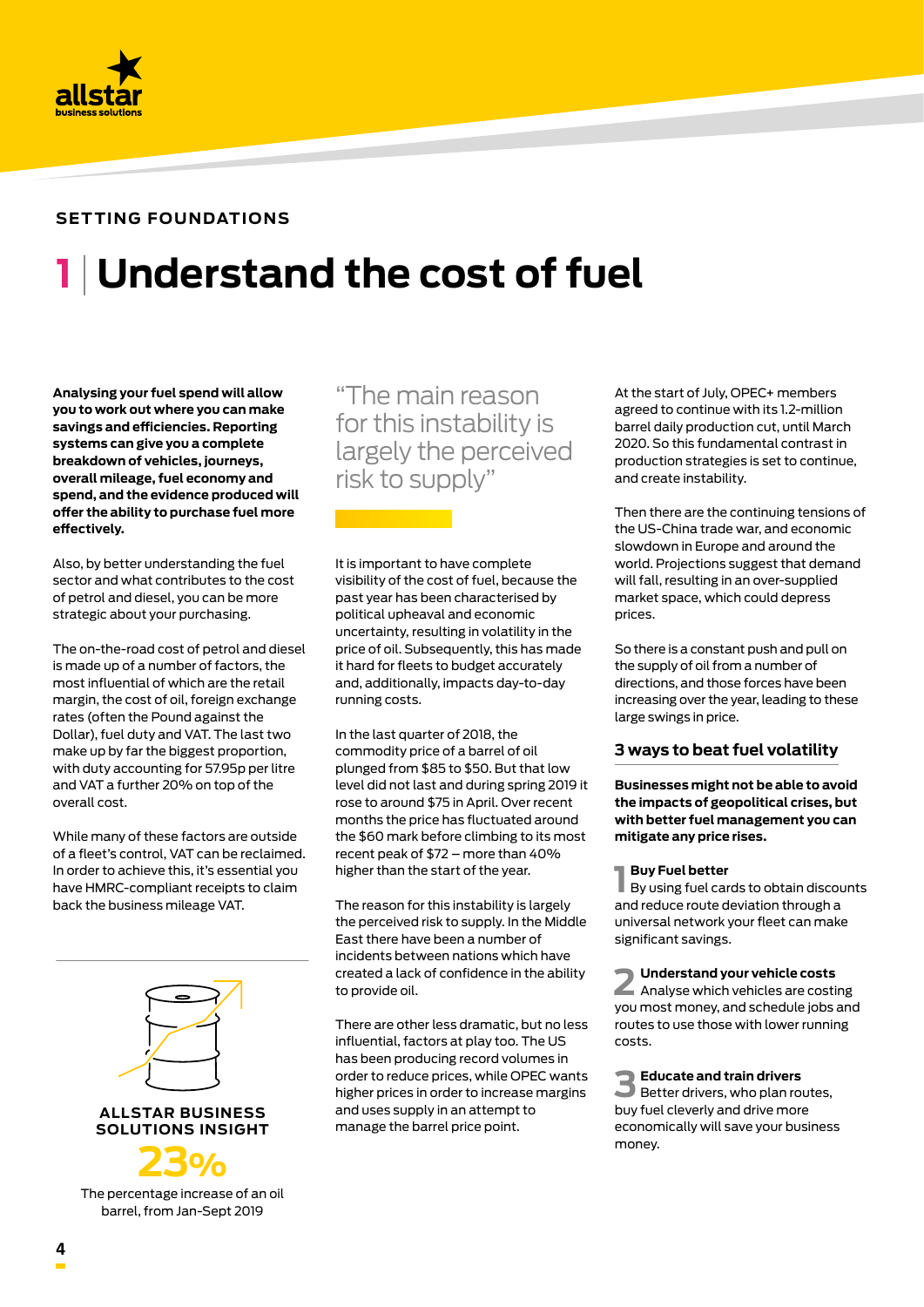SETTING FOUNDATIONS

# 1 | Understand the cost of fuel

**Analysing your fuel spend will allow you to work out where you can make savings and efficiencies. Reporting systems can give you a complete breakdown of vehicles, journeys, overall mileage, fuel economy and spend, and the evidence produced will offer the ability to purchase fuel more effectively.**

Also, by better understanding the fuel sector and what contributes to the cost of petrol and diesel, you can be more strategic about your purchasing.

The on-the-road cost of petrol and diesel is made up of a number of factors, the most influential of which are the retail margin, the cost of oil, foreign exchange rates (often the Pound against the Dollar), fuel duty and VAT. The last two make up by far the biggest proportion, with duty accounting for 57.95p per litre and VAT a further 20% on top of the overall cost.

While many of these factors are outside of a fleet's control, VAT can be reclaimed. In order to achieve this, it's essential you have HMRC-compliant receipts to claim back the business mileage VAT.

**ALLSTAR BUSINESS SOLUTIONS INSIGHT**

**23%**

The percentage increase of an oil barrel, from Jan-Sept 2019

> "The main reason for this instability is largely the perceived risk to supply"

It is important to have complete visibility of the cost of fuel, because the past year has been characterised by political upheaval and economic uncertainty, resulting in volatility in the price of oil. Subsequently, this has made it hard for fleets to budget accurately and, additionally, impacts day-to-day running costs.

In the last quarter of 2018, the commodity price of a barrel of oil plunged from $85 to $50. But that low level did not last and during spring 2019 it rose to around $75 in April. Over recent months the price has fluctuated around the $60 mark before climbing to its most recent peak of $72 – more than 40% higher than the start of the year.

The reason for this instability is largely the perceived risk to supply. In the Middle East there have been a number of incidents between nations which have created a lack of confidence in the ability to provide oil.

There are other less dramatic, but no less influential, factors at play too. The US has been producing record volumes in order to reduce prices, while OPEC wants higher prices in order to increase margins and uses supply in an attempt to manage the barrel price point.

At the start of July, OPEC+ members agreed to continue with its 1.2-million barrel daily production cut, until March 2020. So this fundamental contrast in production strategies is set to continue, and create instability.

Then there are the continuing tensions of the US-China trade war, and economic slowdown in Europe and around the world. Projections suggest that demand will fall, resulting in an over-supplied market space, which could depress prices.

So there is a constant push and pull on the supply of oil from a number of directions, and those forces have been increasing over the year, leading to these large swings in price.

### 3 ways to beat fuel volatility

**Businesses might not be able to avoid the impacts of geopolitical crises, but with better fuel management you can mitigate any price rises.**

**1 Buy Fuel better**
By using fuel cards to obtain discounts and reduce route deviation through a universal network your fleet can make significant savings.

**2 Understand your vehicle costs**
Analyse which vehicles are costing you most money, and schedule jobs and routes to use those with lower running costs.

**3 Educate and train drivers**
Better drivers, who plan routes, buy fuel cleverly and drive more economically will save your business money.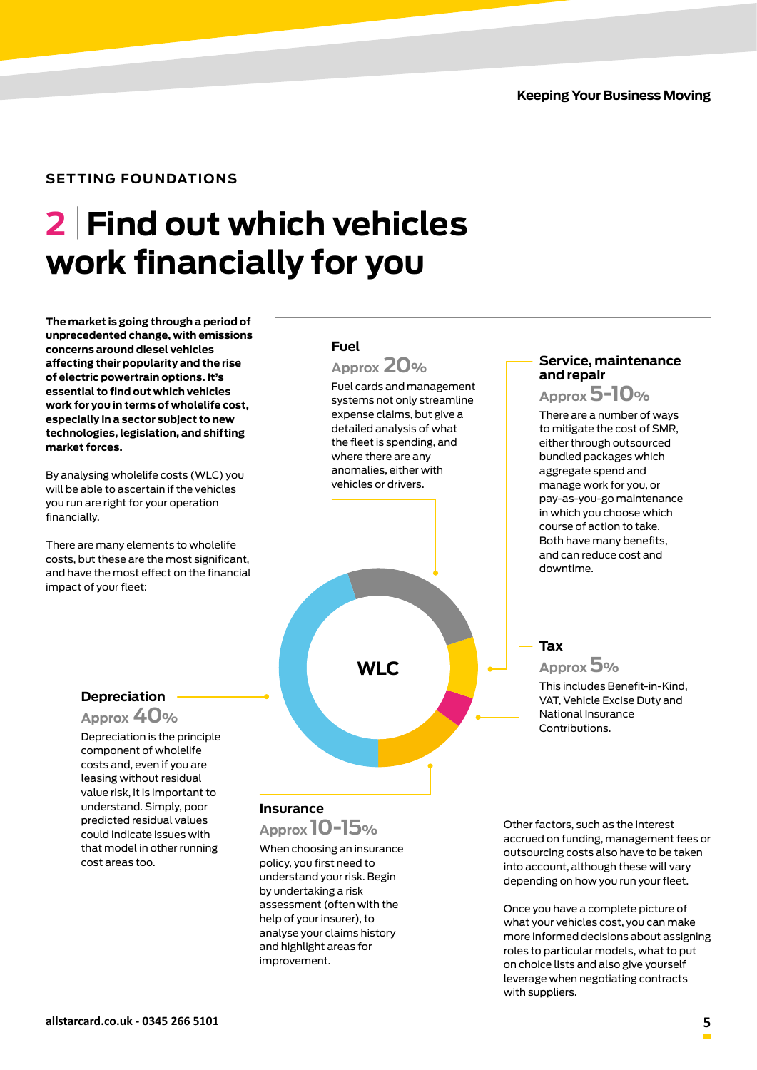SETTING FOUNDATIONS

# 2 | Find out which vehicles work financially for you

**The market is going through a period of unprecedented change, with emissions concerns around diesel vehicles affecting their popularity and the rise of electric powertrain options. It's essential to find out which vehicles work for you in terms of wholelife cost, especially in a sector subject to new technologies, legislation, and shifting market forces.**

By analysing wholelife costs (WLC) you will be able to ascertain if the vehicles you run are right for your operation financially.

There are many elements to wholelife costs, but these are the most significant, and have the most effect on the financial impact of your fleet:

### Fuel

Approx **20%**

Fuel cards and management systems not only streamline expense claims, but give a detailed analysis of what the fleet is spending, and where there are any anomalies, either with vehicles or drivers.

### Service, maintenance and repair

Approx **5-10%**

There are a number of ways to mitigate the cost of SMR, either through outsourced bundled packages which aggregate spend and manage work for you, or pay-as-you-go maintenance in which you choose which course of action to take. Both have many benefits, and can reduce cost and downtime.

WLC

### Depreciation

Approx **40%**

Depreciation is the principle component of wholelife costs and, even if you are leasing without residual value risk, it is important to understand. Simply, poor predicted residual values could indicate issues with that model in other running cost areas too.

### Tax

Approx **5%**

This includes Benefit-in-Kind, VAT, Vehicle Excise Duty and National Insurance Contributions.

### Insurance

Approx **10-15%**

When choosing an insurance policy, you first need to understand your risk. Begin by undertaking a risk assessment (often with the help of your insurer), to analyse your claims history and highlight areas for improvement.

Other factors, such as the interest accrued on funding, management fees or outsourcing costs also have to be taken into account, although these will vary depending on how you run your fleet.

Once you have a complete picture of what your vehicles cost, you can make more informed decisions about assigning roles to particular models, what to put on choice lists and also give yourself leverage when negotiating contracts with suppliers.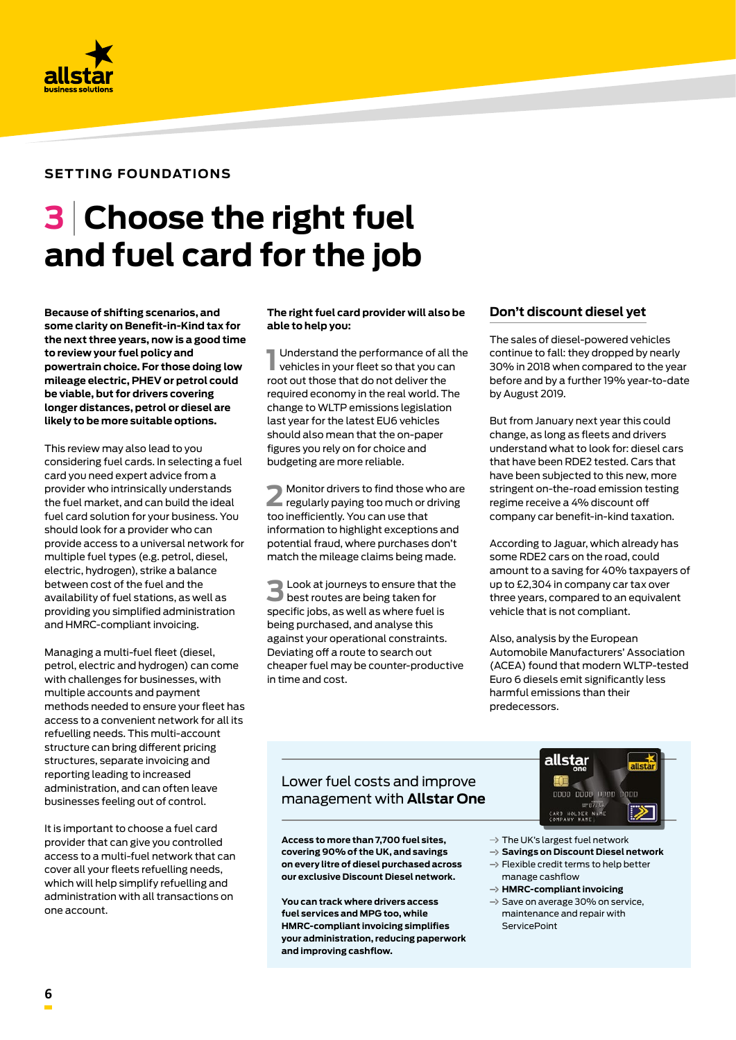SETTING FOUNDATIONS

# 3 | Choose the right fuel and fuel card for the job

**Because of shifting scenarios, and some clarity on Benefit-in-Kind tax for the next three years, now is a good time to review your fuel policy and powertrain choice. For those doing low mileage electric, PHEV or petrol could be viable, but for drivers covering longer distances, petrol or diesel are likely to be more suitable options.**

This review may also lead to you considering fuel cards. In selecting a fuel card you need expert advice from a provider who intrinsically understands the fuel market, and can build the ideal fuel card solution for your business. You should look for a provider who can provide access to a universal network for multiple fuel types (e.g. petrol, diesel, electric, hydrogen), strike a balance between cost of the fuel and the availability of fuel stations, as well as providing you simplified administration and HMRC-compliant invoicing.

Managing a multi-fuel fleet (diesel, petrol, electric and hydrogen) can come with challenges for businesses, with multiple accounts and payment methods needed to ensure your fleet has access to a convenient network for all its refuelling needs. This multi-account structure can bring different pricing structures, separate invoicing and reporting leading to increased administration, and can often leave businesses feeling out of control.

It is important to choose a fuel card provider that can give you controlled access to a multi-fuel network that can cover all your fleets refuelling needs, which will help simplify refuelling and administration with all transactions on one account.

**The right fuel card provider will also be able to help you:**

1. Understand the performance of all the vehicles in your fleet so that you can root out those that do not deliver the required economy in the real world. The change to WLTP emissions legislation last year for the latest EU6 vehicles should also mean that the on-paper figures you rely on for choice and budgeting are more reliable.

2. Monitor drivers to find those who are regularly paying too much or driving too inefficiently. You can use that information to highlight exceptions and potential fraud, where purchases don't match the mileage claims being made.

3. Look at journeys to ensure that the best routes are being taken for specific jobs, as well as where fuel is being purchased, and analyse this against your operational constraints. Deviating off a route to search out cheaper fuel may be counter-productive in time and cost.

## Don't discount diesel yet

The sales of diesel-powered vehicles continue to fall: they dropped by nearly 30% in 2018 when compared to the year before and by a further 19% year-to-date by August 2019.

But from January next year this could change, as long as fleets and drivers understand what to look for: diesel cars that have been RDE2 tested. Cars that have been subjected to this new, more stringent on-the-road emission testing regime receive a 4% discount off company car benefit-in-kind taxation.

According to Jaguar, which already has some RDE2 cars on the road, could amount to a saving for 40% taxpayers of up to £2,304 in company car tax over three years, compared to an equivalent vehicle that is not compliant.

Also, analysis by the European Automobile Manufacturers' Association (ACEA) found that modern WLTP-tested Euro 6 diesels emit significantly less harmful emissions than their predecessors.

Lower fuel costs and improve management with **Allstar One**

**Access to more than 7,700 fuel sites, covering 90% of the UK, and savings on every litre of diesel purchased across our exclusive Discount Diesel network.**

**You can track where drivers access fuel services and MPG too, while HMRC-compliant invoicing simplifies your administration, reducing paperwork and improving cashflow.**

- The UK's largest fuel network
- **Savings on Discount Diesel network**
- Flexible credit terms to help better manage cashflow
- **HMRC-compliant invoicing**
- Save on average 30% on service, maintenance and repair with ServicePoint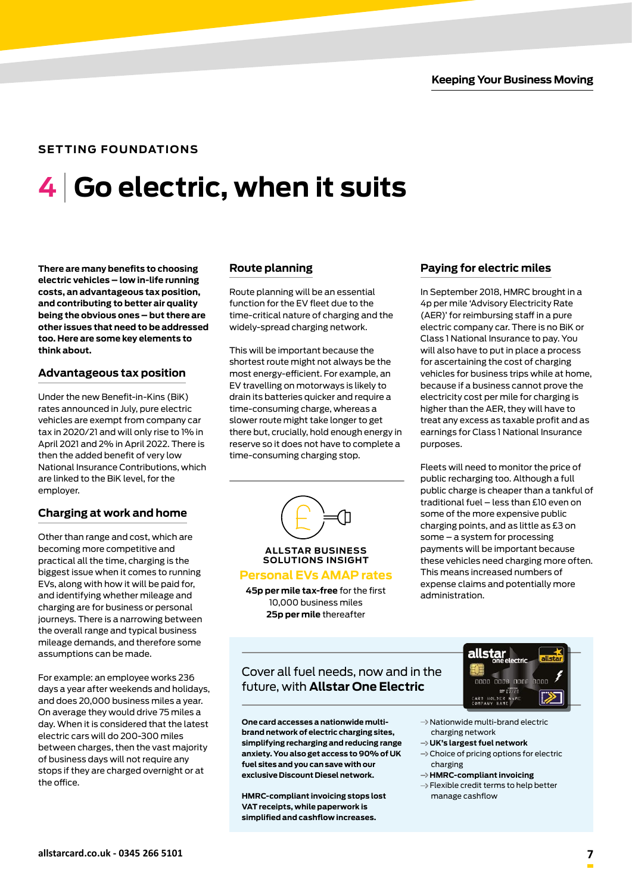SETTING FOUNDATIONS

# 4 | Go electric, when it suits

**There are many benefits to choosing electric vehicles – low in-life running costs, an advantageous tax position, and contributing to better air quality being the obvious ones – but there are other issues that need to be addressed too. Here are some key elements to think about.**

## Advantageous tax position

Under the new Benefit-in-Kins (BiK) rates announced in July, pure electric vehicles are exempt from company car tax in 2020/21 and will only rise to 1% in April 2021 and 2% in April 2022. There is then the added benefit of very low National Insurance Contributions, which are linked to the BiK level, for the employer.

## Charging at work and home

Other than range and cost, which are becoming more competitive and practical all the time, charging is the biggest issue when it comes to running EVs, along with how it will be paid for, and identifying whether mileage and charging are for business or personal journeys. There is a narrowing between the overall range and typical business mileage demands, and therefore some assumptions can be made.

For example: an employee works 236 days a year after weekends and holidays, and does 20,000 business miles a year. On average they would drive 75 miles a day. When it is considered that the latest electric cars will do 200-300 miles between charges, then the vast majority of business days will not require any stops if they are charged overnight or at the office.

## Route planning

Route planning will be an essential function for the EV fleet due to the time-critical nature of charging and the widely-spread charging network.

This will be important because the shortest route might not always be the most energy-efficient. For example, an EV travelling on motorways is likely to drain its batteries quicker and require a time-consuming charge, whereas a slower route might take longer to get there but, crucially, hold enough energy in reserve so it does not have to complete a time-consuming charging stop.

**ALLSTAR BUSINESS SOLUTIONS INSIGHT**

**Personal EVs AMAP rates**

**45p per mile tax-free** for the first 10,000 business miles
**25p per mile** thereafter

## Paying for electric miles

In September 2018, HMRC brought in a 4p per mile 'Advisory Electricity Rate (AER)' for reimbursing staff in a pure electric company car. There is no BiK or Class 1 National Insurance to pay. You will also have to put in place a process for ascertaining the cost of charging vehicles for business trips while at home, because if a business cannot prove the electricity cost per mile for charging is higher than the AER, they will have to treat any excess as taxable profit and as earnings for Class 1 National Insurance purposes.

Fleets will need to monitor the price of public recharging too. Although a full public charge is cheaper than a tankful of traditional fuel – less than £10 even on some of the more expensive public charging points, and as little as £3 on some – a system for processing payments will be important because these vehicles need charging more often. This means increased numbers of expense claims and potentially more administration.

Cover all fuel needs, now and in the future, with **Allstar One Electric**

**One card accesses a nationwide multi-brand network of electric charging sites, simplifying recharging and reducing range anxiety. You also get access to 90% of UK fuel sites and you can save with our exclusive Discount Diesel network.**

**HMRC-compliant invoicing stops lost VAT receipts, while paperwork is simplified and cashflow increases.**

- → Nationwide multi-brand electric charging network
- → **UK's largest fuel network**
- → Choice of pricing options for electric charging
- → **HMRC-compliant invoicing**
- → Flexible credit terms to help better manage cashflow

allstarcard.co.uk - 0345 266 5101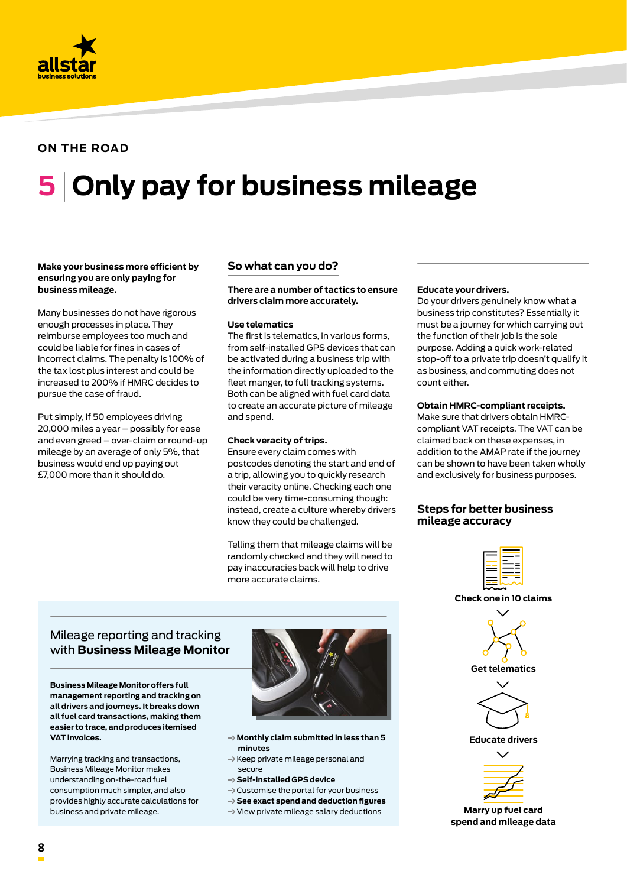## ON THE ROAD

# 5 | Only pay for business mileage

**Make your business more efficient by ensuring you are only paying for business mileage.**

Many businesses do not have rigorous enough processes in place. They reimburse employees too much and could be liable for fines in cases of incorrect claims. The penalty is 100% of the tax lost plus interest and could be increased to 200% if HMRC decides to pursue the case of fraud.

Put simply, if 50 employees driving 20,000 miles a year – possibly for ease and even greed – over-claim or round-up mileage by an average of only 5%, that business would end up paying out £7,000 more than it should do.

## So what can you do?

**There are a number of tactics to ensure drivers claim more accurately.**

**Use telematics**
The first is telematics, in various forms, from self-installed GPS devices that can be activated during a business trip with the information directly uploaded to the fleet manger, to full tracking systems. Both can be aligned with fuel card data to create an accurate picture of mileage and spend.

**Check veracity of trips.**
Ensure every claim comes with postcodes denoting the start and end of a trip, allowing you to quickly research their veracity online. Checking each one could be very time-consuming though: instead, create a culture whereby drivers know they could be challenged.

Telling them that mileage claims will be randomly checked and they will need to pay inaccuracies back will help to drive more accurate claims.

**Educate your drivers.**
Do your drivers genuinely know what a business trip constitutes? Essentially it must be a journey for which carrying out the function of their job is the sole purpose. Adding a quick work-related stop-off to a private trip doesn't qualify it as business, and commuting does not count either.

**Obtain HMRC-compliant receipts.**
Make sure that drivers obtain HMRC-compliant VAT receipts. The VAT can be claimed back on these expenses, in addition to the AMAP rate if the journey can be shown to have been taken wholly and exclusively for business purposes.

## Steps for better business mileage accuracy

**Check one in 10 claims**

**Get telematics**

**Educate drivers**

**Marry up fuel card spend and mileage data**

## Mileage reporting and tracking with **Business Mileage Monitor**

**Business Mileage Monitor offers full management reporting and tracking on all drivers and journeys. It breaks down all fuel card transactions, making them easier to trace, and produces itemised VAT invoices.**

Marrying tracking and transactions, Business Mileage Monitor makes understanding on-the-road fuel consumption much simpler, and also provides highly accurate calculations for business and private mileage.

- → **Monthly claim submitted in less than 5 minutes**
- → Keep private mileage personal and secure
- → **Self-installed GPS device**
- → Customise the portal for your business
- → **See exact spend and deduction figures**
- → View private mileage salary deductions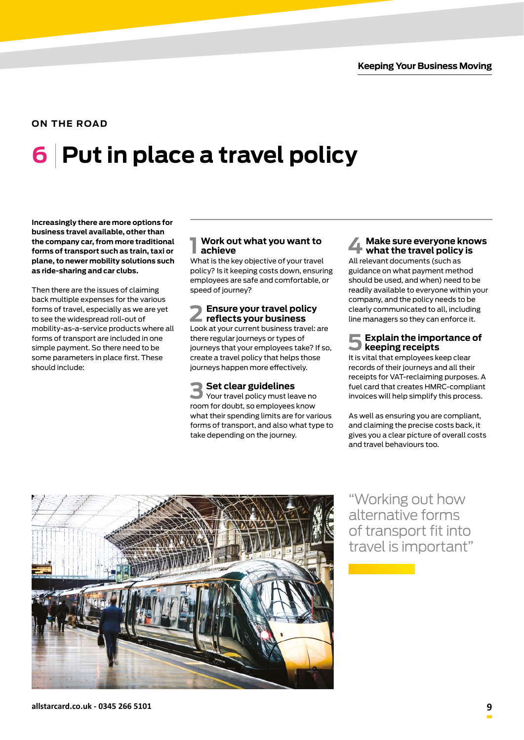ON THE ROAD

# 6 Put in place a travel policy

**Increasingly there are more options for business travel available, other than the company car, from more traditional forms of transport such as train, taxi or plane, to newer mobility solutions such as ride-sharing and car clubs.**

Then there are the issues of claiming back multiple expenses for the various forms of travel, especially as we are yet to see the widespread roll-out of mobility-as-a-service products where all forms of transport are included in one simple payment. So there need to be some parameters in place first. These should include:

### 1 Work out what you want to achieve

What is the key objective of your travel policy? Is it keeping costs down, ensuring employees are safe and comfortable, or speed of journey?

### 2 Ensure your travel policy reflects your business

Look at your current business travel: are there regular journeys or types of journeys that your employees take? If so, create a travel policy that helps those journeys happen more effectively.

### 3 Set clear guidelines

Your travel policy must leave no room for doubt, so employees know what their spending limits are for various forms of transport, and also what type to take depending on the journey.

### 4 Make sure everyone knows what the travel policy is

All relevant documents (such as guidance on what payment method should be used, and when) need to be readily available to everyone within your company, and the policy needs to be clearly communicated to all, including line managers so they can enforce it.

### 5 Explain the importance of keeping receipts

It is vital that employees keep clear records of their journeys and all their receipts for VAT-reclaiming purposes. A fuel card that creates HMRC-compliant invoices will help simplify this process.

As well as ensuring you are compliant, and claiming the precise costs back, it gives you a clear picture of overall costs and travel behaviours too.

"Working out how alternative forms of transport fit into travel is important"

allstarcard.co.uk - 0345 266 5101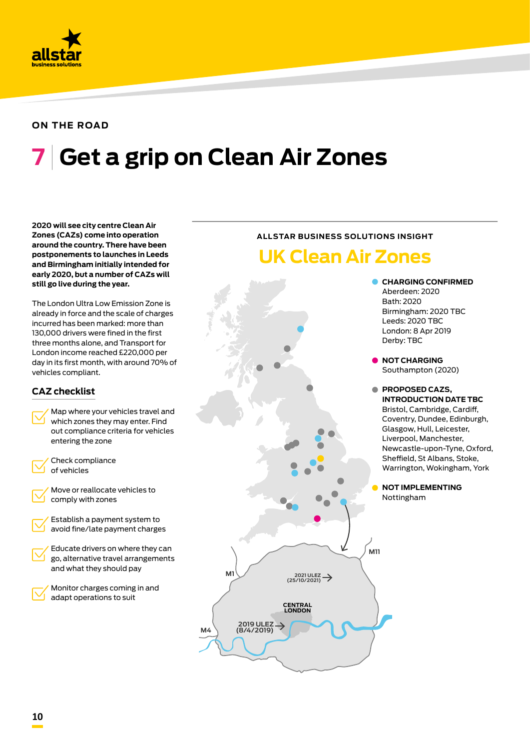ON THE ROAD

# 7 Get a grip on Clean Air Zones

**2020 will see city centre Clean Air Zones (CAZs) come into operation around the country. There have been postponements to launches in Leeds and Birmingham initially intended for early 2020, but a number of CAZs will still go live during the year.**

The London Ultra Low Emission Zone is already in force and the scale of charges incurred has been marked: more than 130,000 drivers were fined in the first three months alone, and Transport for London income reached £220,000 per day in its first month, with around 70% of vehicles compliant.

## CAZ checklist

- Map where your vehicles travel and which zones they may enter. Find out compliance criteria for vehicles entering the zone
- Check compliance of vehicles
- Move or reallocate vehicles to comply with zones
- Establish a payment system to avoid fine/late payment charges
- Educate drivers on where they can go, alternative travel arrangements and what they should pay
- Monitor charges coming in and adapt operations to suit

ALLSTAR BUSINESS SOLUTIONS INSIGHT

## UK Clean Air Zones

**CHARGING CONFIRMED**
Aberdeen: 2020
Bath: 2020
Birmingham: 2020 TBC
Leeds: 2020 TBC
London: 8 Apr 2019
Derby: TBC

**NOT CHARGING**
Southampton (2020)

**PROPOSED CAZS, INTRODUCTION DATE TBC**
Bristol, Cambridge, Cardiff, Coventry, Dundee, Edinburgh, Glasgow, Hull, Leicester, Liverpool, Manchester, Newcastle-upon-Tyne, Oxford, Sheffield, St Albans, Stoke, Warrington, Wokingham, York

**NOT IMPLEMENTING**
Nottingham

M1 | M11 | M4
2021 ULEZ (25/10/2021)
CENTRAL LONDON
2019 ULEZ (8/4/2019)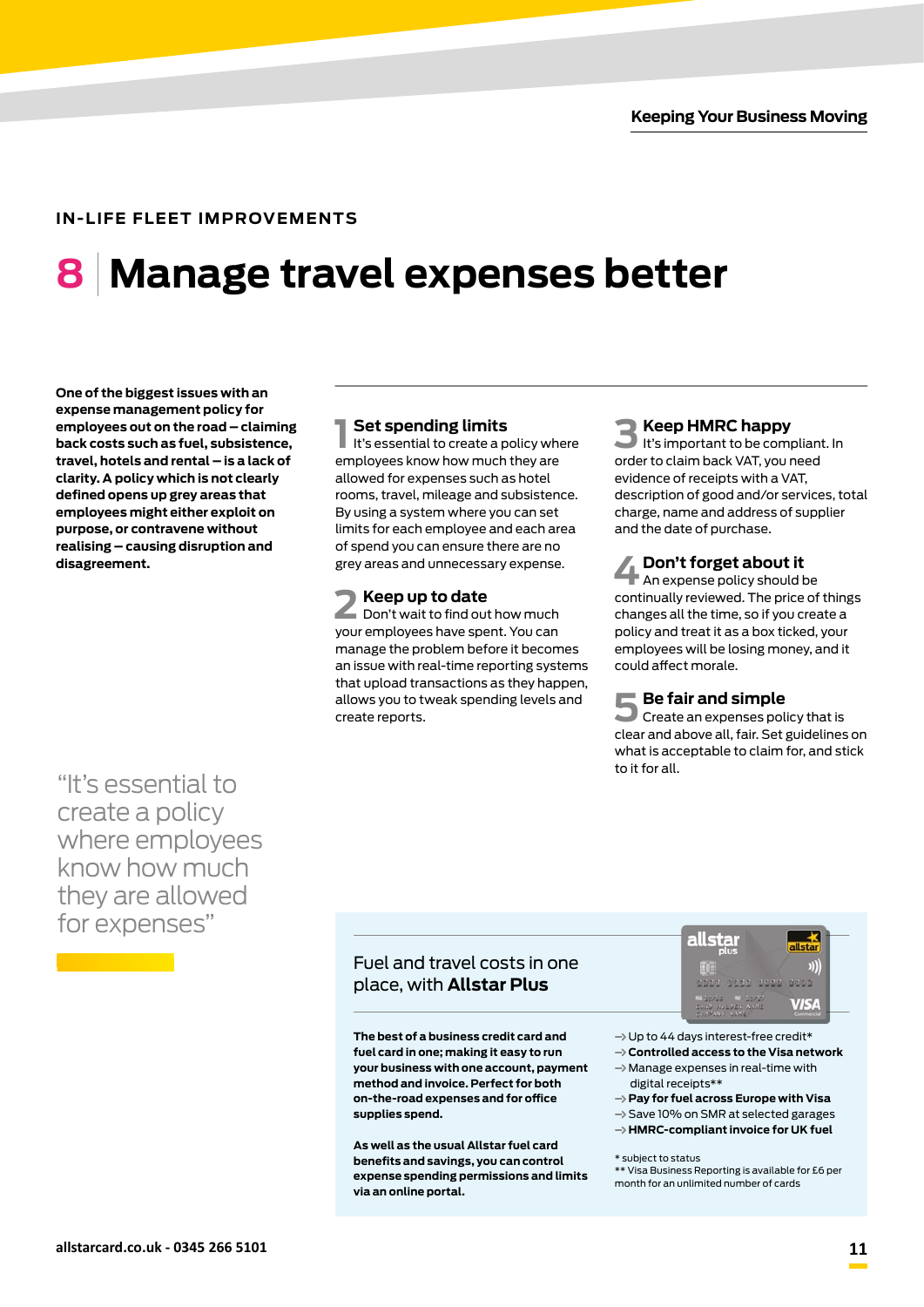IN-LIFE FLEET IMPROVEMENTS

# 8 Manage travel expenses better

**One of the biggest issues with an expense management policy for employees out on the road – claiming back costs such as fuel, subsistence, travel, hotels and rental – is a lack of clarity. A policy which is not clearly defined opens up grey areas that employees might either exploit on purpose, or contravene without realising – causing disruption and disagreement.**

### 1 Set spending limits

It's essential to create a policy where employees know how much they are allowed for expenses such as hotel rooms, travel, mileage and subsistence. By using a system where you can set limits for each employee and each area of spend you can ensure there are no grey areas and unnecessary expense.

### 2 Keep up to date

Don't wait to find out how much your employees have spent. You can manage the problem before it becomes an issue with real-time reporting systems that upload transactions as they happen, allows you to tweak spending levels and create reports.

### 3 Keep HMRC happy

It's important to be compliant. In order to claim back VAT, you need evidence of receipts with a VAT, description of good and/or services, total charge, name and address of supplier and the date of purchase.

### 4 Don't forget about it

An expense policy should be continually reviewed. The price of things changes all the time, so if you create a policy and treat it as a box ticked, your employees will be losing money, and it could affect morale.

### 5 Be fair and simple

Create an expenses policy that is clear and above all, fair. Set guidelines on what is acceptable to claim for, and stick to it for all.

> "It's essential to create a policy where employees know how much they are allowed for expenses"

## Fuel and travel costs in one place, with **Allstar Plus**

**The best of a business credit card and fuel card in one; making it easy to run your business with one account, payment method and invoice. Perfect for both on-the-road expenses and for office supplies spend.**

**As well as the usual Allstar fuel card benefits and savings, you can control expense spending permissions and limits via an online portal.**

- Up to 44 days interest-free credit*
- **Controlled access to the Visa network**
- Manage expenses in real-time with digital receipts**
- **Pay for fuel across Europe with Visa**
- Save 10% on SMR at selected garages
- **HMRC-compliant invoice for UK fuel**

\* subject to status
\*\* Visa Business Reporting is available for £6 per month for an unlimited number of cards

allstarcard.co.uk - 0345 266 5101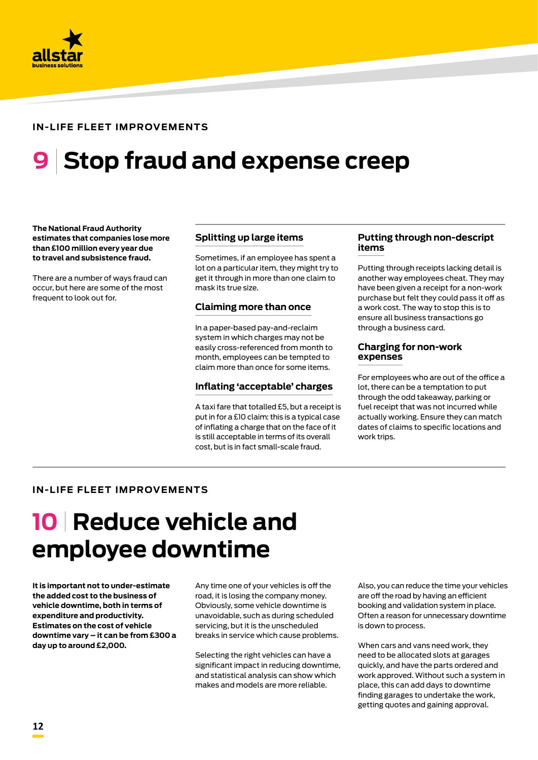IN-LIFE FLEET IMPROVEMENTS

# 9 Stop fraud and expense creep

**The National Fraud Authority estimates that companies lose more than £100 million every year due to travel and subsistence fraud.**

There are a number of ways fraud can occur, but here are some of the most frequent to look out for.

### Splitting up large items

Sometimes, if an employee has spent a lot on a particular item, they might try to get it through in more than one claim to mask its true size.

### Claiming more than once

In a paper-based pay-and-reclaim system in which charges may not be easily cross-referenced from month to month, employees can be tempted to claim more than once for some items.

### Inflating 'acceptable' charges

A taxi fare that totalled £5, but a receipt is put in for a £10 claim: this is a typical case of inflating a charge that on the face of it is still acceptable in terms of its overall cost, but is in fact small-scale fraud.

### Putting through non-descript items

Putting through receipts lacking detail is another way employees cheat. They may have been given a receipt for a non-work purchase but felt they could pass it off as a work cost. The way to stop this is to ensure all business transactions go through a business card.

### Charging for non-work expenses

For employees who are out of the office a lot, there can be a temptation to put through the odd takeaway, parking or fuel receipt that was not incurred while actually working. Ensure they can match dates of claims to specific locations and work trips.

IN-LIFE FLEET IMPROVEMENTS

# 10 Reduce vehicle and employee downtime

**It is important not to under-estimate the added cost to the business of vehicle downtime, both in terms of expenditure and productivity. Estimates on the cost of vehicle downtime vary – it can be from £300 a day up to around £2,000.**

Any time one of your vehicles is off the road, it is losing the company money. Obviously, some vehicle downtime is unavoidable, such as during scheduled servicing, but it is the unscheduled breaks in service which cause problems.

Selecting the right vehicles can have a significant impact in reducing downtime, and statistical analysis can show which makes and models are more reliable.

Also, you can reduce the time your vehicles are off the road by having an efficient booking and validation system in place. Often a reason for unnecessary downtime is down to process.

When cars and vans need work, they need to be allocated slots at garages quickly, and have the parts ordered and work approved. Without such a system in place, this can add days to downtime finding garages to undertake the work, getting quotes and gaining approval.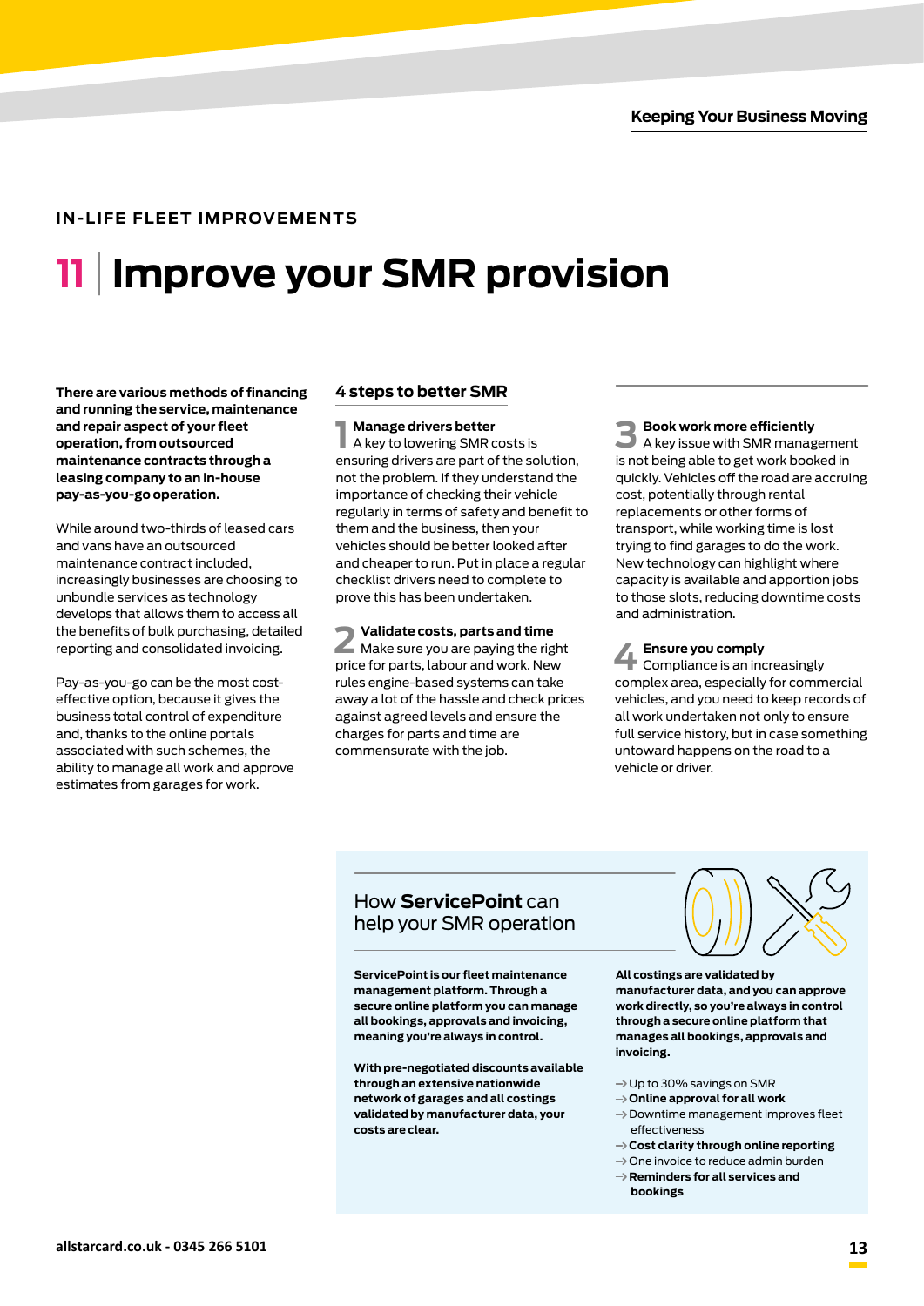IN-LIFE FLEET IMPROVEMENTS

# 11 | Improve your SMR provision

**There are various methods of financing and running the service, maintenance and repair aspect of your fleet operation, from outsourced maintenance contracts through a leasing company to an in-house pay-as-you-go operation.**

While around two-thirds of leased cars and vans have an outsourced maintenance contract included, increasingly businesses are choosing to unbundle services as technology develops that allows them to access all the benefits of bulk purchasing, detailed reporting and consolidated invoicing.

Pay-as-you-go can be the most cost-effective option, because it gives the business total control of expenditure and, thanks to the online portals associated with such schemes, the ability to manage all work and approve estimates from garages for work.

## 4 steps to better SMR

**1 Manage drivers better**
A key to lowering SMR costs is ensuring drivers are part of the solution, not the problem. If they understand the importance of checking their vehicle regularly in terms of safety and benefit to them and the business, then your vehicles should be better looked after and cheaper to run. Put in place a regular checklist drivers need to complete to prove this has been undertaken.

**2 Validate costs, parts and time**
Make sure you are paying the right price for parts, labour and work. New rules engine-based systems can take away a lot of the hassle and check prices against agreed levels and ensure the charges for parts and time are commensurate with the job.

**3 Book work more efficiently**
A key issue with SMR management is not being able to get work booked in quickly. Vehicles off the road are accruing cost, potentially through rental replacements or other forms of transport, while working time is lost trying to find garages to do the work. New technology can highlight where capacity is available and apportion jobs to those slots, reducing downtime costs and administration.

**4 Ensure you comply**
Compliance is an increasingly complex area, especially for commercial vehicles, and you need to keep records of all work undertaken not only to ensure full service history, but in case something untoward happens on the road to a vehicle or driver.

## How **ServicePoint** can help your SMR operation

**ServicePoint is our fleet maintenance management platform. Through a secure online platform you can manage all bookings, approvals and invoicing, meaning you're always in control.**

**With pre-negotiated discounts available through an extensive nationwide network of garages and all costings validated by manufacturer data, your costs are clear.**

**All costings are validated by manufacturer data, and you can approve work directly, so you're always in control through a secure online platform that manages all bookings, approvals and invoicing.**

- → Up to 30% savings on SMR
- → **Online approval for all work**
- → Downtime management improves fleet effectiveness
- → **Cost clarity through online reporting**
- → One invoice to reduce admin burden
- → **Reminders for all services and bookings**

allstarcard.co.uk - 0345 266 5101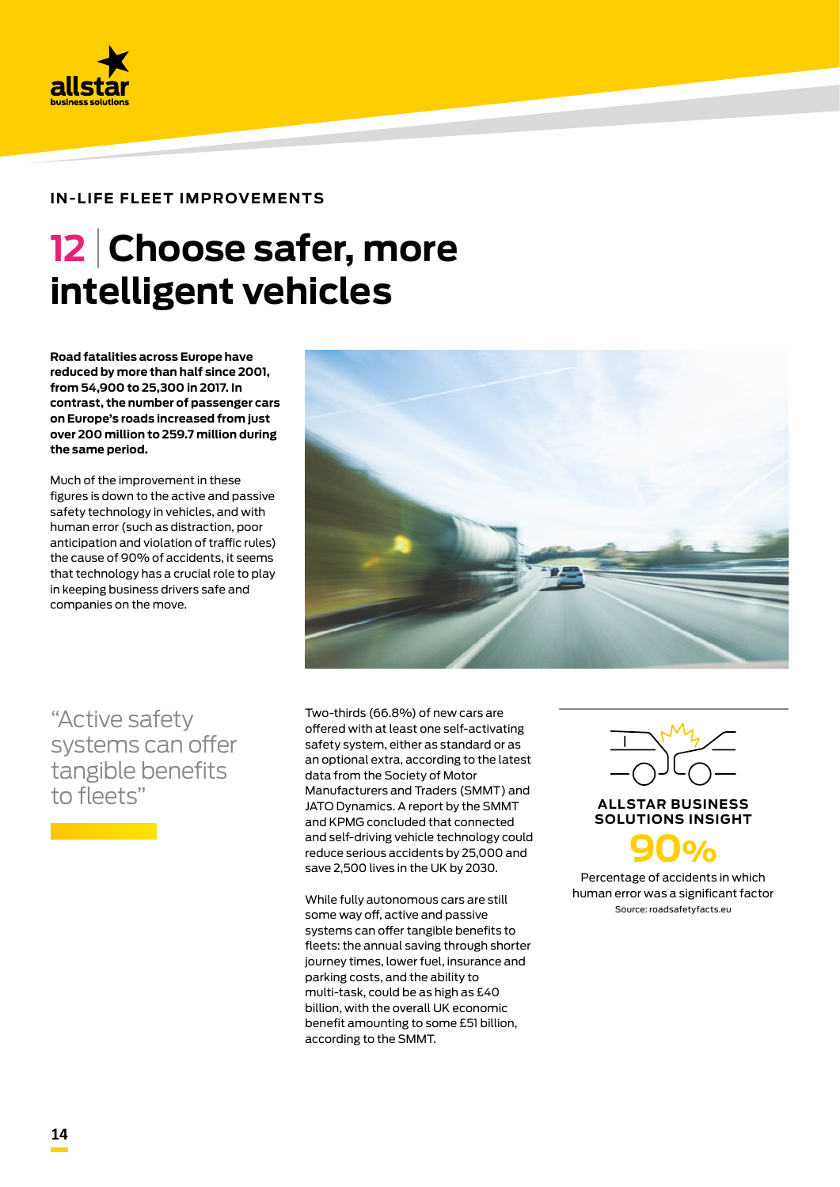IN-LIFE FLEET IMPROVEMENTS

# 12 | Choose safer, more intelligent vehicles

**Road fatalities across Europe have reduced by more than half since 2001, from 54,900 to 25,300 in 2017. In contrast, the number of passenger cars on Europe's roads increased from just over 200 million to 259.7 million during the same period.**

Much of the improvement in these figures is down to the active and passive safety technology in vehicles, and with human error (such as distraction, poor anticipation and violation of traffic rules) the cause of 90% of accidents, it seems that technology has a crucial role to play in keeping business drivers safe and companies on the move.

"Active safety systems can offer tangible benefits to fleets"

Two-thirds (66.8%) of new cars are offered with at least one self-activating safety system, either as standard or as an optional extra, according to the latest data from the Society of Motor Manufacturers and Traders (SMMT) and JATO Dynamics. A report by the SMMT and KPMG concluded that connected and self-driving vehicle technology could reduce serious accidents by 25,000 and save 2,500 lives in the UK by 2030.

While fully autonomous cars are still some way off, active and passive systems can offer tangible benefits to fleets: the annual saving through shorter journey times, lower fuel, insurance and parking costs, and the ability to multi-task, could be as high as £40 billion, with the overall UK economic benefit amounting to some £51 billion, according to the SMMT.

**ALLSTAR BUSINESS SOLUTIONS INSIGHT**

**90%**

Percentage of accidents in which human error was a significant factor

Source: roadsafetyfacts.eu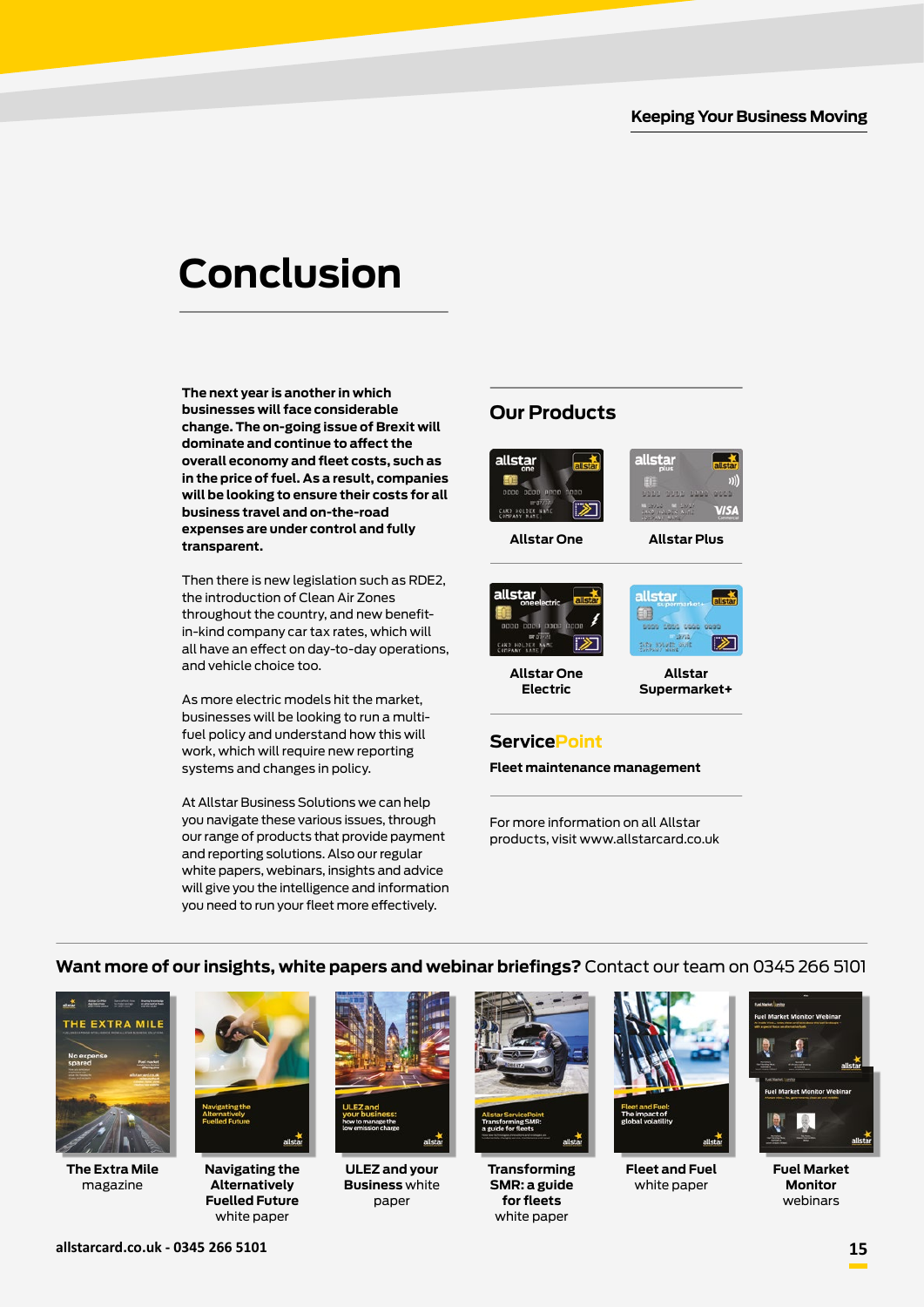# Conclusion

**The next year is another in which businesses will face considerable change. The on-going issue of Brexit will dominate and continue to affect the overall economy and fleet costs, such as in the price of fuel. As a result, companies will be looking to ensure their costs for all business travel and on-the-road expenses are under control and fully transparent.**

Then there is new legislation such as RDE2, the introduction of Clean Air Zones throughout the country, and new benefit-in-kind company car tax rates, which will all have an effect on day-to-day operations, and vehicle choice too.

As more electric models hit the market, businesses will be looking to run a multi-fuel policy and understand how this will work, which will require new reporting systems and changes in policy.

At Allstar Business Solutions we can help you navigate these various issues, through our range of products that provide payment and reporting solutions. Also our regular white papers, webinars, insights and advice will give you the intelligence and information you need to run your fleet more effectively.

## Our Products

- **Allstar One**
- **Allstar Plus**
- **Allstar One Electric**
- **Allstar Supermarket+**

## ServicePoint

**Fleet maintenance management**

For more information on all Allstar products, visit www.allstarcard.co.uk

**Want more of our insights, white papers and webinar briefings?** Contact our team on 0345 266 5101

- **The Extra Mile** magazine
- **Navigating the Alternatively Fuelled Future** white paper
- **ULEZ and your Business** white paper
- **Transforming SMR: a guide for fleets** white paper
- **Fleet and Fuel** white paper
- **Fuel Market Monitor** webinars

allstarcard.co.uk - 0345 266 5101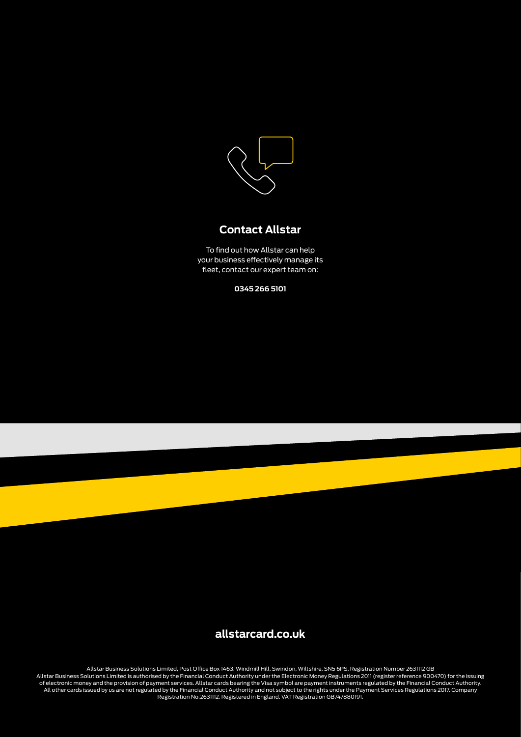## Contact Allstar

To find out how Allstar can help your business effectively manage its fleet, contact our expert team on:

**0345 266 5101**

**allstarcard.co.uk**

Allstar Business Solutions Limited, Post Office Box 1463, Windmill Hill, Swindon, Wiltshire, SN5 6PS, Registration Number 2631112 GB
Allstar Business Solutions Limited is authorised by the Financial Conduct Authority under the Electronic Money Regulations 2011 (register reference 900470) for the issuing of electronic money and the provision of payment services. Allstar cards bearing the Visa symbol are payment instruments regulated by the Financial Conduct Authority. All other cards issued by us are not regulated by the Financial Conduct Authority and not subject to the rights under the Payment Services Regulations 2017. Company Registration No.2631112. Registered in England. VAT Registration GB747880191.